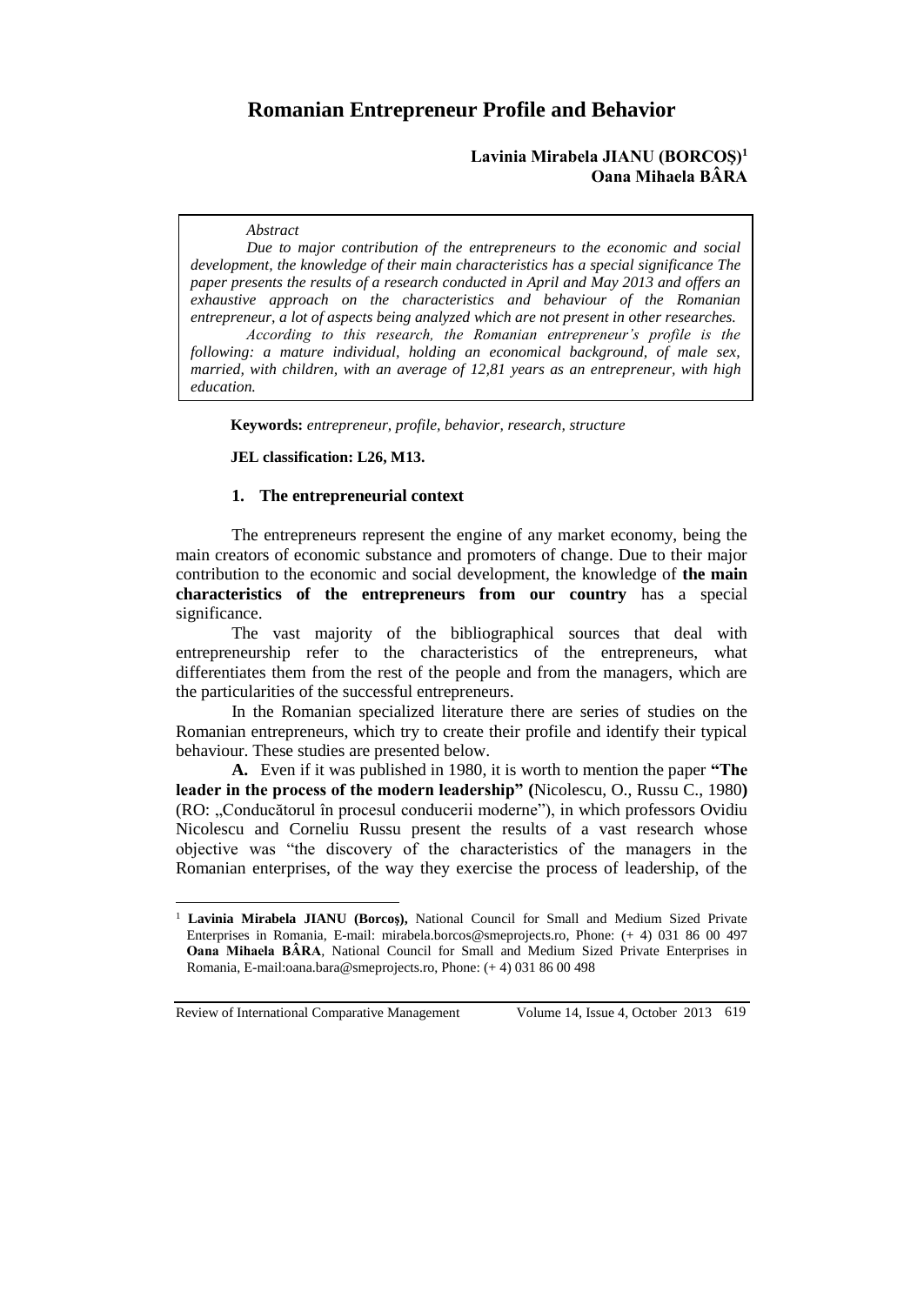# Romanian Entrepreneur Profile and Behavior

**Lavinia Mirabela JIANU (BORCOŞ)[1]**
**Oana Mihaela BÂRA**

> *Abstract*
>
> *Due to major contribution of the entrepreneurs to the economic and social development, the knowledge of their main characteristics has a special significance The paper presents the results of a research conducted in April and May 2013 and offers an exhaustive approach on the characteristics and behaviour of the Romanian entrepreneur, a lot of aspects being analyzed which are not present in other researches.*
>
> *According to this research, the Romanian entrepreneur's profile is the following: a mature individual, holding an economical background, of male sex, married, with children, with an average of 12,81 years as an entrepreneur, with high education.*

**Keywords:** *entrepreneur, profile, behavior, research, structure*

**JEL classification: L26, M13.**

## 1. The entrepreneurial context

The entrepreneurs represent the engine of any market economy, being the main creators of economic substance and promoters of change. Due to their major contribution to the economic and social development, the knowledge of **the main characteristics of the entrepreneurs from our country** has a special significance.

The vast majority of the bibliographical sources that deal with entrepreneurship refer to the characteristics of the entrepreneurs, what differentiates them from the rest of the people and from the managers, which are the particularities of the successful entrepreneurs.

In the Romanian specialized literature there are series of studies on the Romanian entrepreneurs, which try to create their profile and identify their typical behaviour. These studies are presented below.

**A.** Even if it was published in 1980, it is worth to mention the paper **"The leader in the process of the modern leadership" (**Nicolescu, O., Russu C., 1980**)** (RO: „Conducătorul în procesul conducerii moderne"), in which professors Ovidiu Nicolescu and Corneliu Russu present the results of a vast research whose objective was "the discovery of the characteristics of the managers in the Romanian enterprises, of the way they exercise the process of leadership, of the

---

[1] **Lavinia Mirabela JIANU (Borcoş),** National Council for Small and Medium Sized Private Enterprises in Romania, E-mail: mirabela.borcos@smeprojects.ro, Phone: (+ 4) 031 86 00 497 **Oana Mihaela BÂRA**, National Council for Small and Medium Sized Private Enterprises in Romania, E-mail:oana.bara@smeprojects.ro, Phone: (+ 4) 031 86 00 498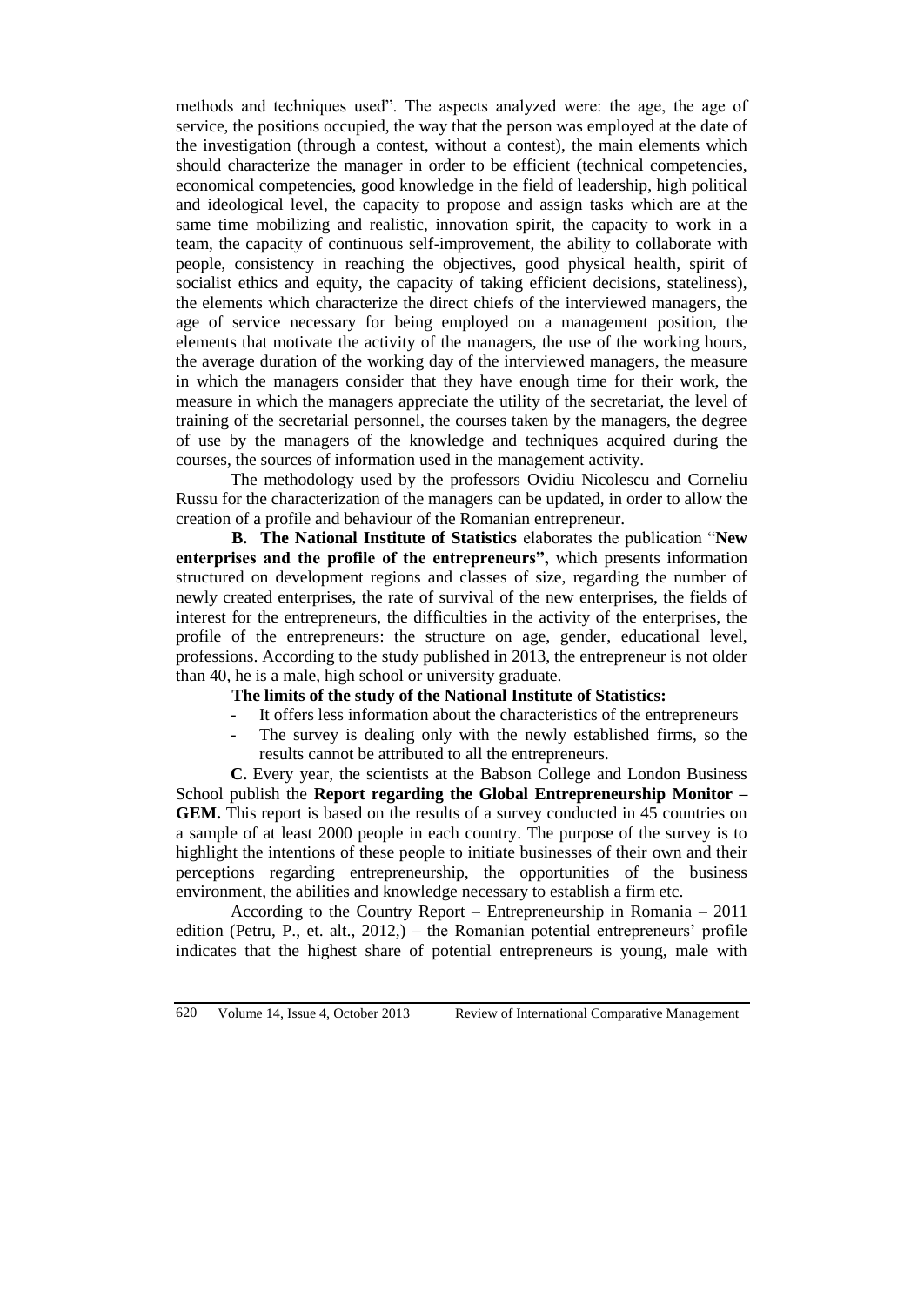methods and techniques used". The aspects analyzed were: the age, the age of service, the positions occupied, the way that the person was employed at the date of the investigation (through a contest, without a contest), the main elements which should characterize the manager in order to be efficient (technical competencies, economical competencies, good knowledge in the field of leadership, high political and ideological level, the capacity to propose and assign tasks which are at the same time mobilizing and realistic, innovation spirit, the capacity to work in a team, the capacity of continuous self-improvement, the ability to collaborate with people, consistency in reaching the objectives, good physical health, spirit of socialist ethics and equity, the capacity of taking efficient decisions, stateliness), the elements which characterize the direct chiefs of the interviewed managers, the age of service necessary for being employed on a management position, the elements that motivate the activity of the managers, the use of the working hours, the average duration of the working day of the interviewed managers, the measure in which the managers consider that they have enough time for their work, the measure in which the managers appreciate the utility of the secretariat, the level of training of the secretarial personnel, the courses taken by the managers, the degree of use by the managers of the knowledge and techniques acquired during the courses, the sources of information used in the management activity.

The methodology used by the professors Ovidiu Nicolescu and Corneliu Russu for the characterization of the managers can be updated, in order to allow the creation of a profile and behaviour of the Romanian entrepreneur.

**B. The National Institute of Statistics** elaborates the publication "**New enterprises and the profile of the entrepreneurs",** which presents information structured on development regions and classes of size, regarding the number of newly created enterprises, the rate of survival of the new enterprises, the fields of interest for the entrepreneurs, the difficulties in the activity of the enterprises, the profile of the entrepreneurs: the structure on age, gender, educational level, professions. According to the study published in 2013, the entrepreneur is not older than 40, he is a male, high school or university graduate.

**The limits of the study of the National Institute of Statistics:**

- It offers less information about the characteristics of the entrepreneurs
- The survey is dealing only with the newly established firms, so the results cannot be attributed to all the entrepreneurs.

**C.** Every year, the scientists at the Babson College and London Business School publish the **Report regarding the Global Entrepreneurship Monitor – GEM.** This report is based on the results of a survey conducted in 45 countries on a sample of at least 2000 people in each country. The purpose of the survey is to highlight the intentions of these people to initiate businesses of their own and their perceptions regarding entrepreneurship, the opportunities of the business environment, the abilities and knowledge necessary to establish a firm etc.

According to the Country Report – Entrepreneurship in Romania – 2011 edition (Petru, P., et. alt., 2012,) – the Romanian potential entrepreneurs' profile indicates that the highest share of potential entrepreneurs is young, male with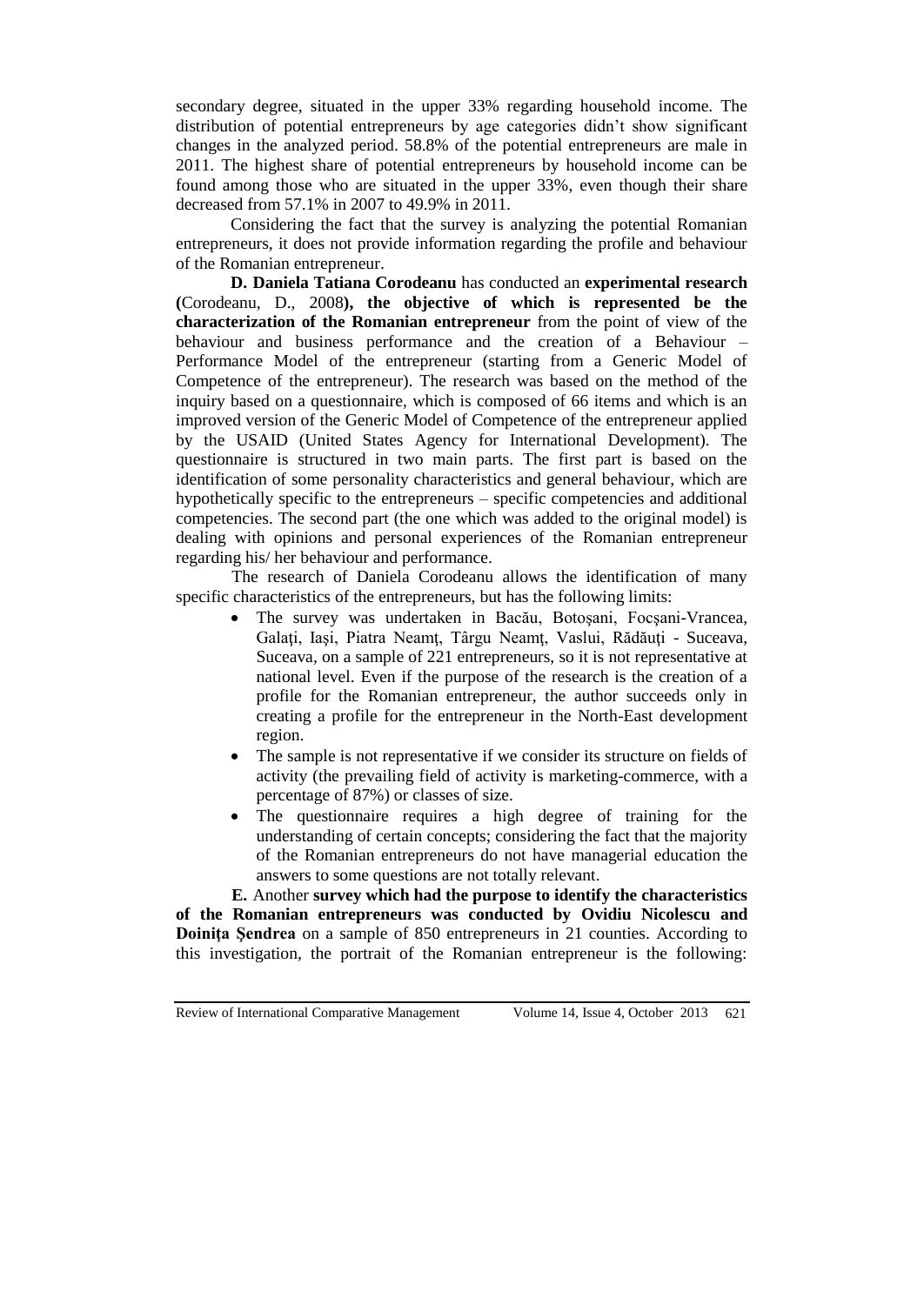secondary degree, situated in the upper 33% regarding household income. The distribution of potential entrepreneurs by age categories didn't show significant changes in the analyzed period. 58.8% of the potential entrepreneurs are male in 2011. The highest share of potential entrepreneurs by household income can be found among those who are situated in the upper 33%, even though their share decreased from 57.1% in 2007 to 49.9% in 2011.

Considering the fact that the survey is analyzing the potential Romanian entrepreneurs, it does not provide information regarding the profile and behaviour of the Romanian entrepreneur.

**D. Daniela Tatiana Corodeanu** has conducted an **experimental research (**Corodeanu, D., 2008**), the objective of which is represented be the characterization of the Romanian entrepreneur** from the point of view of the behaviour and business performance and the creation of a Behaviour – Performance Model of the entrepreneur (starting from a Generic Model of Competence of the entrepreneur). The research was based on the method of the inquiry based on a questionnaire, which is composed of 66 items and which is an improved version of the Generic Model of Competence of the entrepreneur applied by the USAID (United States Agency for International Development). The questionnaire is structured in two main parts. The first part is based on the identification of some personality characteristics and general behaviour, which are hypothetically specific to the entrepreneurs – specific competencies and additional competencies. The second part (the one which was added to the original model) is dealing with opinions and personal experiences of the Romanian entrepreneur regarding his/ her behaviour and performance.

The research of Daniela Corodeanu allows the identification of many specific characteristics of the entrepreneurs, but has the following limits:

- The survey was undertaken in Bacău, Botoşani, Focşani-Vrancea, Galaţi, Iaşi, Piatra Neamţ, Târgu Neamţ, Vaslui, Rădăuţi - Suceava, Suceava, on a sample of 221 entrepreneurs, so it is not representative at national level. Even if the purpose of the research is the creation of a profile for the Romanian entrepreneur, the author succeeds only in creating a profile for the entrepreneur in the North-East development region.
- The sample is not representative if we consider its structure on fields of activity (the prevailing field of activity is marketing-commerce, with a percentage of 87%) or classes of size.
- The questionnaire requires a high degree of training for the understanding of certain concepts; considering the fact that the majority of the Romanian entrepreneurs do not have managerial education the answers to some questions are not totally relevant.

**E.** Another **survey which had the purpose to identify the characteristics of the Romanian entrepreneurs was conducted by Ovidiu Nicolescu and Doiniţa Şendrea** on a sample of 850 entrepreneurs in 21 counties. According to this investigation, the portrait of the Romanian entrepreneur is the following: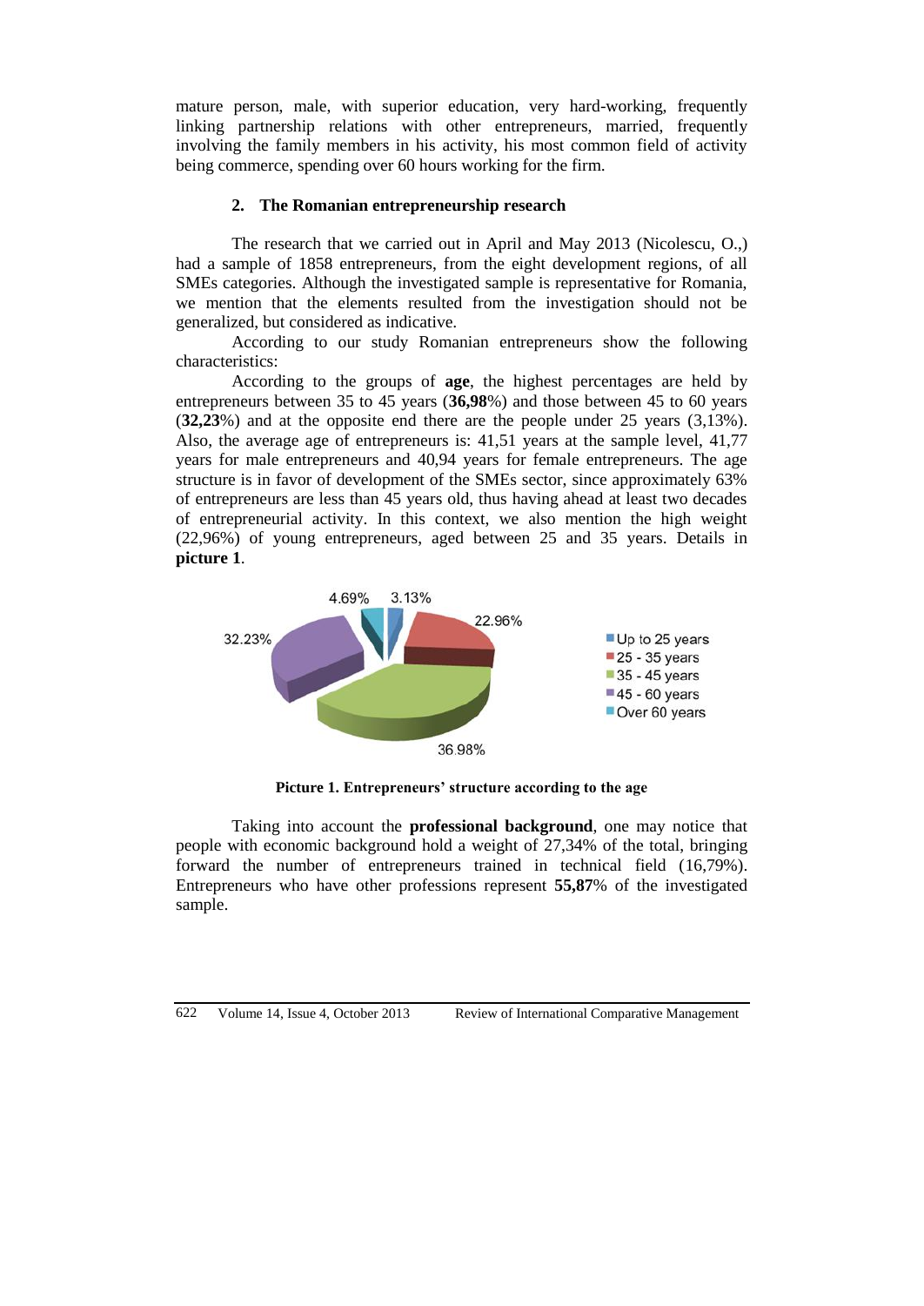mature person, male, with superior education, very hard-working, frequently linking partnership relations with other entrepreneurs, married, frequently involving the family members in his activity, his most common field of activity being commerce, spending over 60 hours working for the firm.

## 2. The Romanian entrepreneurship research

The research that we carried out in April and May 2013 (Nicolescu, O.,) had a sample of 1858 entrepreneurs, from the eight development regions, of all SMEs categories. Although the investigated sample is representative for Romania, we mention that the elements resulted from the investigation should not be generalized, but considered as indicative.

According to our study Romanian entrepreneurs show the following characteristics:

According to the groups of **age**, the highest percentages are held by entrepreneurs between 35 to 45 years (**36,98**%) and those between 45 to 60 years (**32,23**%) and at the opposite end there are the people under 25 years (3,13%). Also, the average age of entrepreneurs is: 41,51 years at the sample level, 41,77 years for male entrepreneurs and 40,94 years for female entrepreneurs. The age structure is in favor of development of the SMEs sector, since approximately 63% of entrepreneurs are less than 45 years old, thus having ahead at least two decades of entrepreneurial activity. In this context, we also mention the high weight (22,96%) of young entrepreneurs, aged between 25 and 35 years. Details in **picture 1**.

| Age group | Percentage |
|---|---|
| Up to 25 years | 3.13% |
| 25 - 35 years | 22.96% |
| 35 - 45 years | 36.98% |
| 45 - 60 years | 32.23% |
| Over 60 years | 4.69% |

**Picture 1. Entrepreneurs' structure according to the age**

Taking into account the **professional background**, one may notice that people with economic background hold a weight of 27,34% of the total, bringing forward the number of entrepreneurs trained in technical field (16,79%). Entrepreneurs who have other professions represent **55,87**% of the investigated sample.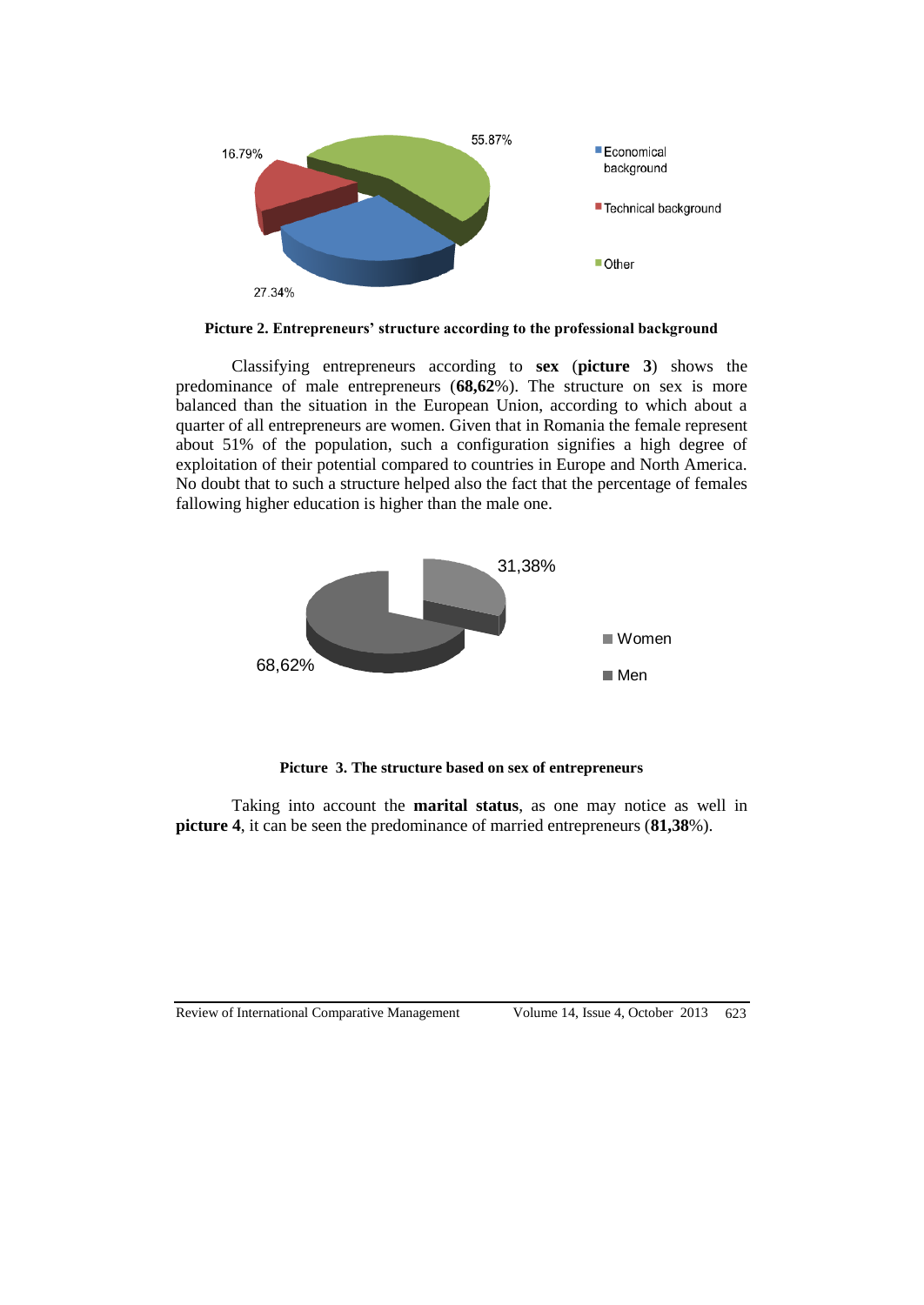**Picture 2. Entrepreneurs' structure according to the professional background**

Classifying entrepreneurs according to **sex** (**picture 3**) shows the predominance of male entrepreneurs (**68,62**%). The structure on sex is more balanced than the situation in the European Union, according to which about a quarter of all entrepreneurs are women. Given that in Romania the female represent about 51% of the population, such a configuration signifies a high degree of exploitation of their potential compared to countries in Europe and North America. No doubt that to such a structure helped also the fact that the percentage of females fallowing higher education is higher than the male one.

**Picture 3. The structure based on sex of entrepreneurs**

Taking into account the **marital status**, as one may notice as well in **picture 4**, it can be seen the predominance of married entrepreneurs (**81,38**%).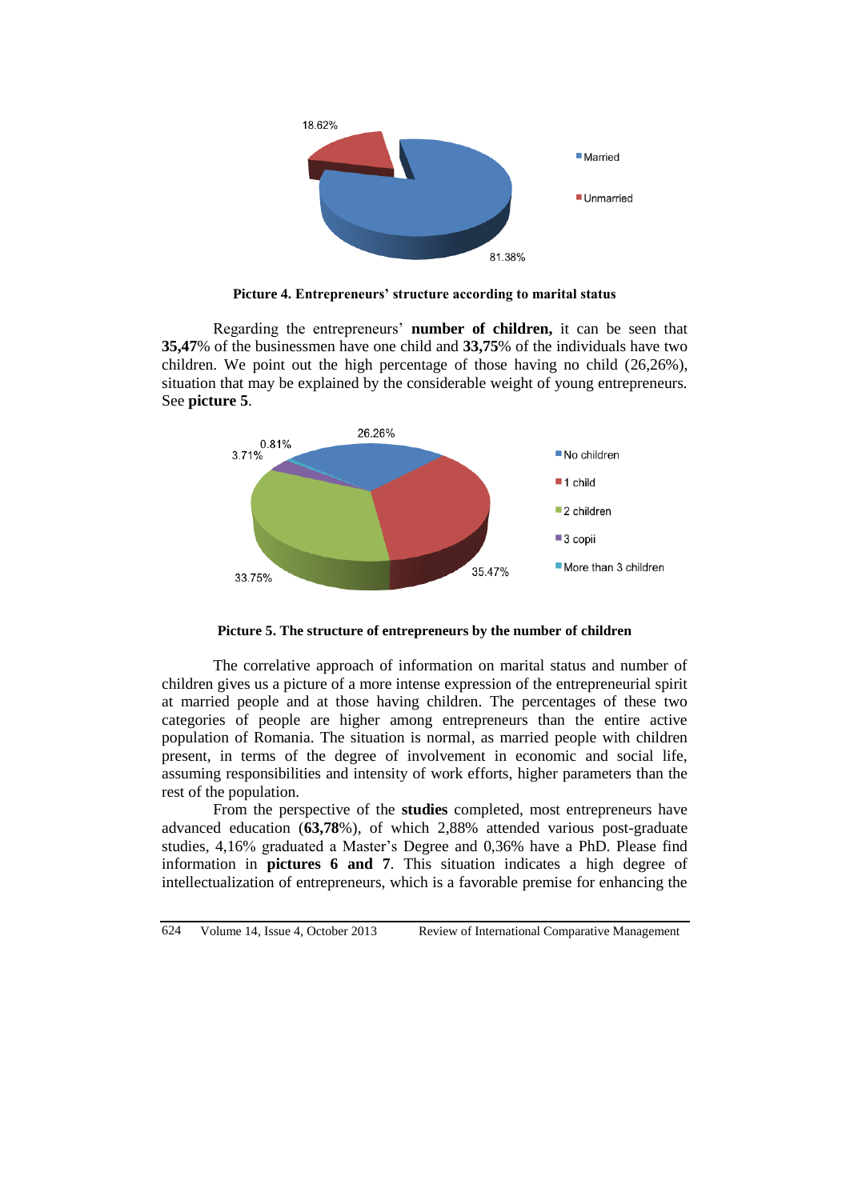**Picture 4. Entrepreneurs' structure according to marital status**

Regarding the entrepreneurs' **number of children,** it can be seen that **35,47**% of the businessmen have one child and **33,75**% of the individuals have two children. We point out the high percentage of those having no child (26,26%), situation that may be explained by the considerable weight of young entrepreneurs. See **picture 5**.

**Picture 5. The structure of entrepreneurs by the number of children**

The correlative approach of information on marital status and number of children gives us a picture of a more intense expression of the entrepreneurial spirit at married people and at those having children. The percentages of these two categories of people are higher among entrepreneurs than the entire active population of Romania. The situation is normal, as married people with children present, in terms of the degree of involvement in economic and social life, assuming responsibilities and intensity of work efforts, higher parameters than the rest of the population.

From the perspective of the **studies** completed, most entrepreneurs have advanced education (**63,78**%), of which 2,88% attended various post-graduate studies, 4,16% graduated a Master's Degree and 0,36% have a PhD. Please find information in **pictures 6 and 7**. This situation indicates a high degree of intellectualization of entrepreneurs, which is a favorable premise for enhancing the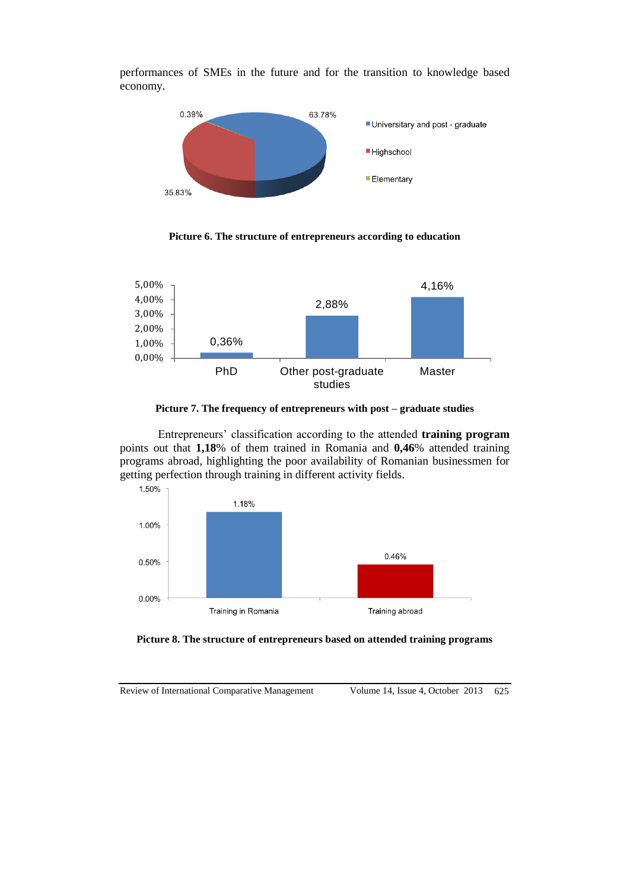performances of SMEs in the future and for the transition to knowledge based economy.

**Picture 6. The structure of entrepreneurs according to education**

**Picture 7. The frequency of entrepreneurs with post – graduate studies**

Entrepreneurs' classification according to the attended **training program** points out that **1,18**% of them trained in Romania and **0,46**% attended training programs abroad, highlighting the poor availability of Romanian businessmen for getting perfection through training in different activity fields.

**Picture 8. The structure of entrepreneurs based on attended training programs**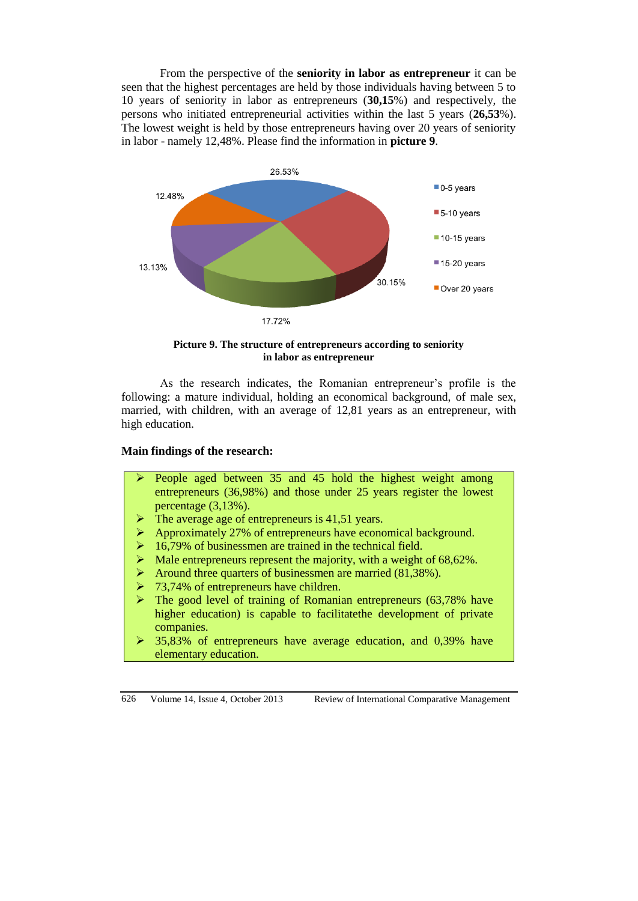From the perspective of the **seniority in labor as entrepreneur** it can be seen that the highest percentages are held by those individuals having between 5 to 10 years of seniority in labor as entrepreneurs (**30,15**%) and respectively, the persons who initiated entrepreneurial activities within the last 5 years (**26,53**%). The lowest weight is held by those entrepreneurs having over 20 years of seniority in labor - namely 12,48%. Please find the information in **picture 9**.

| Seniority | Percentage |
|---|---|
| 0-5 years | 26.53% |
| 5-10 years | 30.15% |
| 10-15 years | 17.72% |
| 15-20 years | 13.13% |
| Over 20 years | 12.48% |

**Picture 9. The structure of entrepreneurs according to seniority in labor as entrepreneur**

As the research indicates, the Romanian entrepreneur's profile is the following: a mature individual, holding an economical background, of male sex, married, with children, with an average of 12,81 years as an entrepreneur, with high education.

**Main findings of the research:**

- People aged between 35 and 45 hold the highest weight among entrepreneurs (36,98%) and those under 25 years register the lowest percentage (3,13%).
- The average age of entrepreneurs is 41,51 years.
- Approximately 27% of entrepreneurs have economical background.
- 16,79% of businessmen are trained in the technical field.
- Male entrepreneurs represent the majority, with a weight of 68,62%.
- Around three quarters of businessmen are married (81,38%).
- 73,74% of entrepreneurs have children.
- The good level of training of Romanian entrepreneurs (63,78% have higher education) is capable to facilitatethe development of private companies.
- 35,83% of entrepreneurs have average education, and 0,39% have elementary education.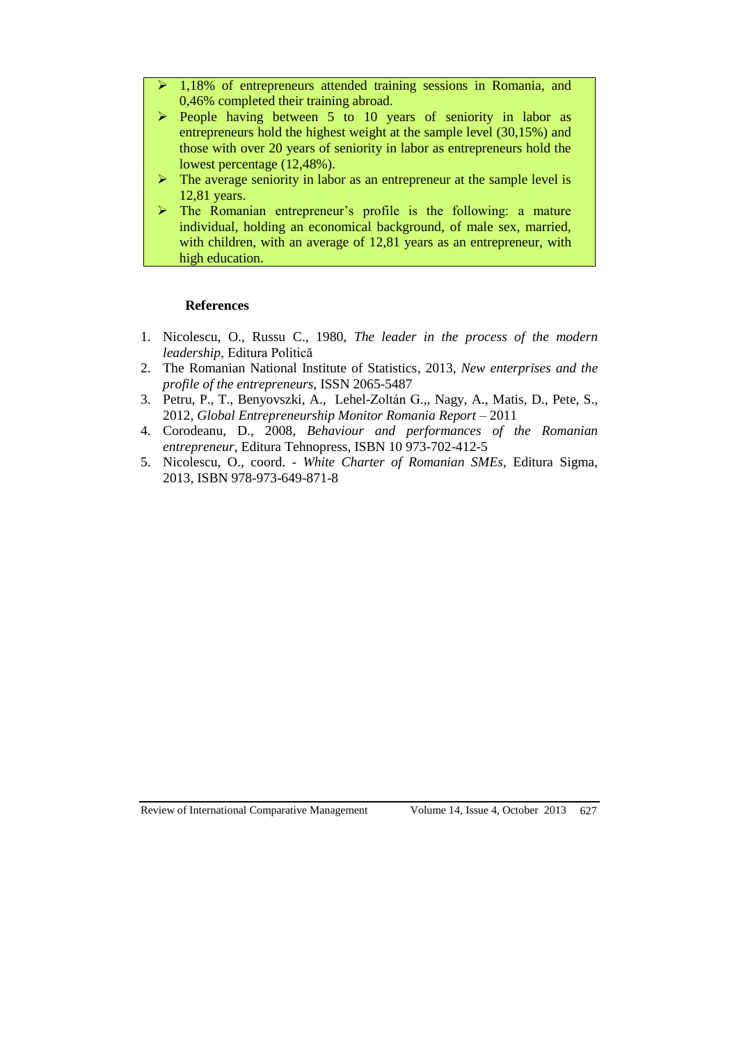- 1,18% of entrepreneurs attended training sessions in Romania, and 0,46% completed their training abroad.
- People having between 5 to 10 years of seniority in labor as entrepreneurs hold the highest weight at the sample level (30,15%) and those with over 20 years of seniority in labor as entrepreneurs hold the lowest percentage (12,48%).
- The average seniority in labor as an entrepreneur at the sample level is 12,81 years.
- The Romanian entrepreneur's profile is the following: a mature individual, holding an economical background, of male sex, married, with children, with an average of 12,81 years as an entrepreneur, with high education.

## References

1. Nicolescu, O., Russu C., 1980, *The leader in the process of the modern leadership*, Editura Politică
2. The Romanian National Institute of Statistics, 2013, *New enterprises and the profile of the entrepreneurs*, ISSN 2065-5487
3. Petru, P., T., Benyovszki, A., Lehel-Zoltán G.,, Nagy, A., Matis, D., Pete, S., 2012, *Global Entrepreneurship Monitor Romania Report* – 2011
4. Corodeanu, D., 2008, *Behaviour and performances of the Romanian entrepreneur*, Editura Tehnopress, ISBN 10 973-702-412-5
5. Nicolescu, O., coord. - *White Charter of Romanian SMEs*, Editura Sigma, 2013, ISBN 978-973-649-871-8